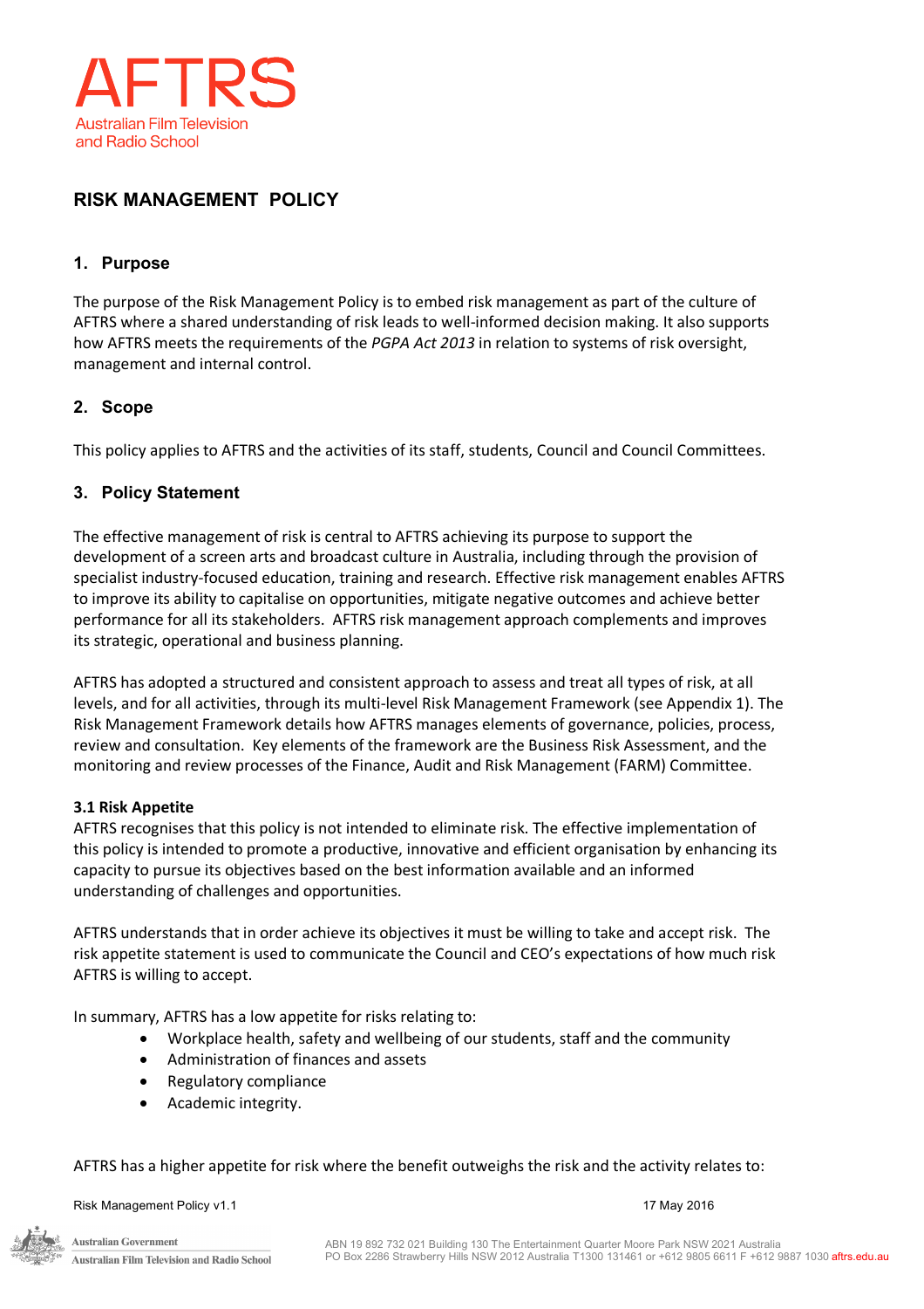# RISK MANAGEMENT POLICY

## 1. Purpose

The purpose of the Risk Management Policy is to embed risk management as part of the culture of AFTRS where a shared understanding of risk leads to well-informed decision making. It also supports how AFTRS meets the requirements of the *PGPA Act 2013* in relation to systems of risk oversight, management and internal control.

## 2. Scope

This policy applies to AFTRS and the activities of its staff, students, Council and Council Committees.

## 3. Policy Statement

The effective management of risk is central to AFTRS achieving its purpose to support the development of a screen arts and broadcast culture in Australia, including through the provision of specialist industry-focused education, training and research. Effective risk management enables AFTRS to improve its ability to capitalise on opportunities, mitigate negative outcomes and achieve better performance for all its stakeholders. AFTRS risk management approach complements and improves its strategic, operational and business planning.

AFTRS has adopted a structured and consistent approach to assess and treat all types of risk, at all levels, and for all activities, through its multi-level Risk Management Framework (see Appendix 1). The Risk Management Framework details how AFTRS manages elements of governance, policies, process, review and consultation. Key elements of the framework are the Business Risk Assessment, and the monitoring and review processes of the Finance, Audit and Risk Management (FARM) Committee.

### 3.1 Risk Appetite

AFTRS recognises that this policy is not intended to eliminate risk. The effective implementation of this policy is intended to promote a productive, innovative and efficient organisation by enhancing its capacity to pursue its objectives based on the best information available and an informed understanding of challenges and opportunities.

AFTRS understands that in order achieve its objectives it must be willing to take and accept risk. The risk appetite statement is used to communicate the Council and CEO's expectations of how much risk AFTRS is willing to accept.

In summary, AFTRS has a low appetite for risks relating to:

- Workplace health, safety and wellbeing of our students, staff and the community
- Administration of finances and assets
- Regulatory compliance
- Academic integrity.

AFTRS has a higher appetite for risk where the benefit outweighs the risk and the activity relates to: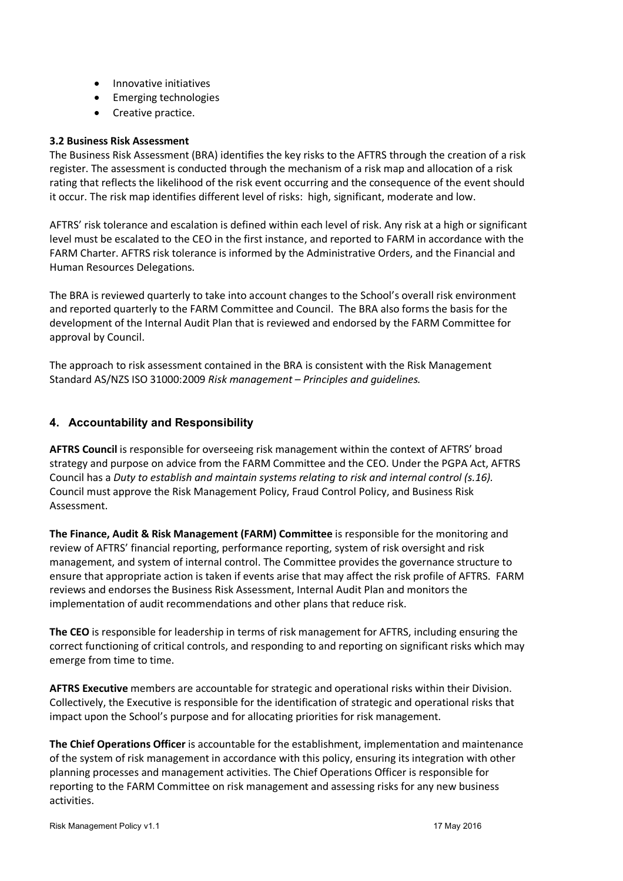- Innovative initiatives
- Emerging technologies
- Creative practice.

**3.2 Business Risk Assessment**

The Business Risk Assessment (BRA) identifies the key risks to the AFTRS through the creation of a risk register. The assessment is conducted through the mechanism of a risk map and allocation of a risk rating that reflects the likelihood of the risk event occurring and the consequence of the event should it occur. The risk map identifies different level of risks: high, significant, moderate and low.

AFTRS' risk tolerance and escalation is defined within each level of risk. Any risk at a high or significant level must be escalated to the CEO in the first instance, and reported to FARM in accordance with the FARM Charter. AFTRS risk tolerance is informed by the Administrative Orders, and the Financial and Human Resources Delegations.

The BRA is reviewed quarterly to take into account changes to the School's overall risk environment and reported quarterly to the FARM Committee and Council. The BRA also forms the basis for the development of the Internal Audit Plan that is reviewed and endorsed by the FARM Committee for approval by Council.

The approach to risk assessment contained in the BRA is consistent with the Risk Management Standard AS/NZS ISO 31000:2009 *Risk management – Principles and guidelines.*

## 4. Accountability and Responsibility

**AFTRS Council** is responsible for overseeing risk management within the context of AFTRS' broad strategy and purpose on advice from the FARM Committee and the CEO. Under the PGPA Act, AFTRS Council has a *Duty to establish and maintain systems relating to risk and internal control (s.16).* Council must approve the Risk Management Policy, Fraud Control Policy, and Business Risk Assessment.

**The Finance, Audit & Risk Management (FARM) Committee** is responsible for the monitoring and review of AFTRS' financial reporting, performance reporting, system of risk oversight and risk management, and system of internal control. The Committee provides the governance structure to ensure that appropriate action is taken if events arise that may affect the risk profile of AFTRS. FARM reviews and endorses the Business Risk Assessment, Internal Audit Plan and monitors the implementation of audit recommendations and other plans that reduce risk.

**The CEO** is responsible for leadership in terms of risk management for AFTRS, including ensuring the correct functioning of critical controls, and responding to and reporting on significant risks which may emerge from time to time.

**AFTRS Executive** members are accountable for strategic and operational risks within their Division. Collectively, the Executive is responsible for the identification of strategic and operational risks that impact upon the School's purpose and for allocating priorities for risk management.

**The Chief Operations Officer** is accountable for the establishment, implementation and maintenance of the system of risk management in accordance with this policy, ensuring its integration with other planning processes and management activities. The Chief Operations Officer is responsible for reporting to the FARM Committee on risk management and assessing risks for any new business activities.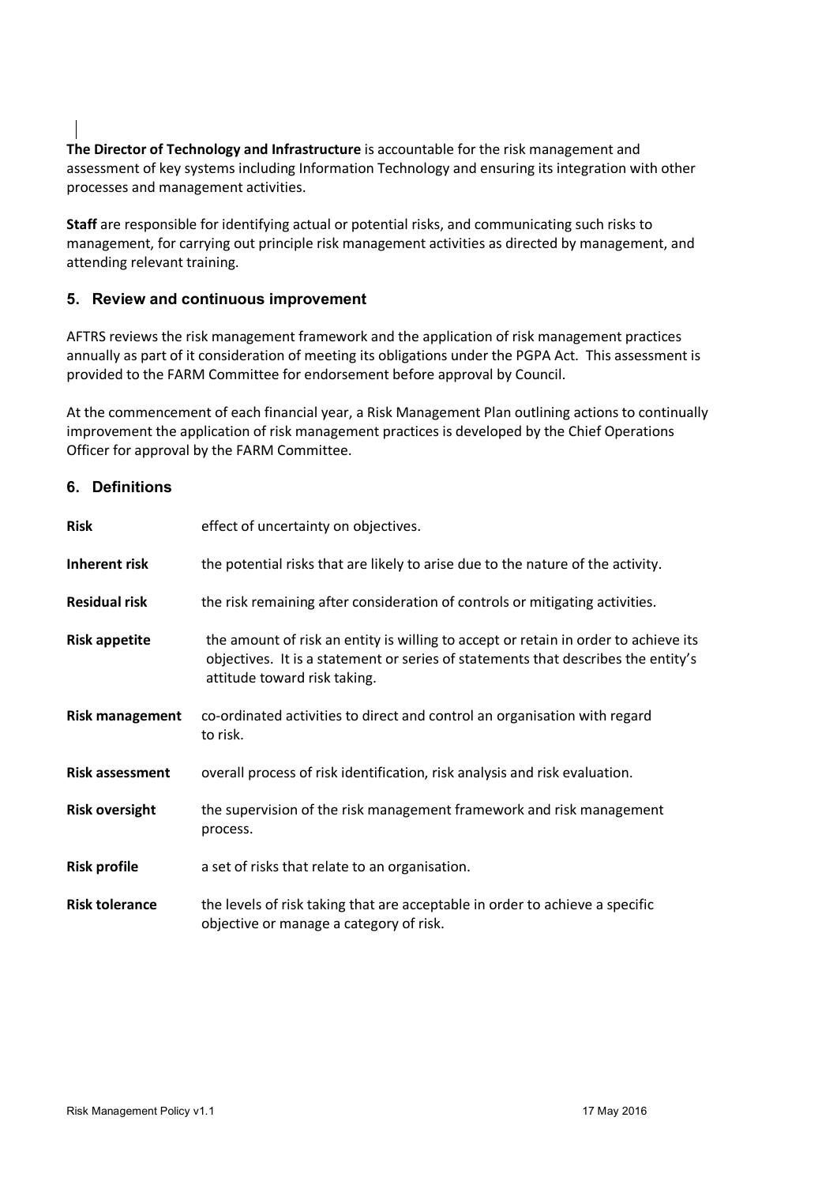**The Director of Technology and Infrastructure** is accountable for the risk management and assessment of key systems including Information Technology and ensuring its integration with other processes and management activities.

**Staff** are responsible for identifying actual or potential risks, and communicating such risks to management, for carrying out principle risk management activities as directed by management, and attending relevant training.

## 5. Review and continuous improvement

AFTRS reviews the risk management framework and the application of risk management practices annually as part of it consideration of meeting its obligations under the PGPA Act. This assessment is provided to the FARM Committee for endorsement before approval by Council.

At the commencement of each financial year, a Risk Management Plan outlining actions to continually improvement the application of risk management practices is developed by the Chief Operations Officer for approval by the FARM Committee.

## 6. Definitions

| | |
|---|---|
| **Risk** | effect of uncertainty on objectives. |
| **Inherent risk** | the potential risks that are likely to arise due to the nature of the activity. |
| **Residual risk** | the risk remaining after consideration of controls or mitigating activities. |
| **Risk appetite** | the amount of risk an entity is willing to accept or retain in order to achieve its objectives. It is a statement or series of statements that describes the entity's attitude toward risk taking. |
| **Risk management** | co-ordinated activities to direct and control an organisation with regard to risk. |
| **Risk assessment** | overall process of risk identification, risk analysis and risk evaluation. |
| **Risk oversight** | the supervision of the risk management framework and risk management process. |
| **Risk profile** | a set of risks that relate to an organisation. |
| **Risk tolerance** | the levels of risk taking that are acceptable in order to achieve a specific objective or manage a category of risk. |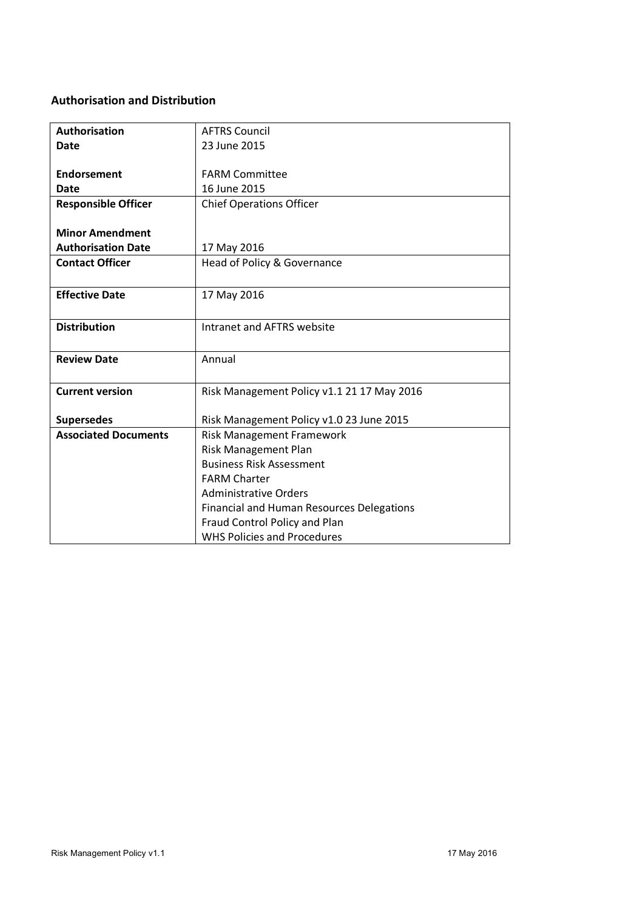## Authorisation and Distribution

| | |
|---|---|
| **Authorisation**<br>**Date**<br><br>**Endorsement**<br>**Date** | AFTRS Council<br>23 June 2015<br><br>FARM Committee<br>16 June 2015 |
| **Responsible Officer**<br><br>**Minor Amendment**<br>**Authorisation Date** | Chief Operations Officer<br><br><br>17 May 2016 |
| **Contact Officer** | Head of Policy & Governance |
| **Effective Date** | 17 May 2016 |
| **Distribution** | Intranet and AFTRS website |
| **Review Date** | Annual |
| **Current version**<br><br>**Supersedes** | Risk Management Policy v1.1 21 17 May 2016<br><br>Risk Management Policy v1.0 23 June 2015 |
| **Associated Documents** | Risk Management Framework<br>Risk Management Plan<br>Business Risk Assessment<br>FARM Charter<br>Administrative Orders<br>Financial and Human Resources Delegations<br>Fraud Control Policy and Plan<br>WHS Policies and Procedures |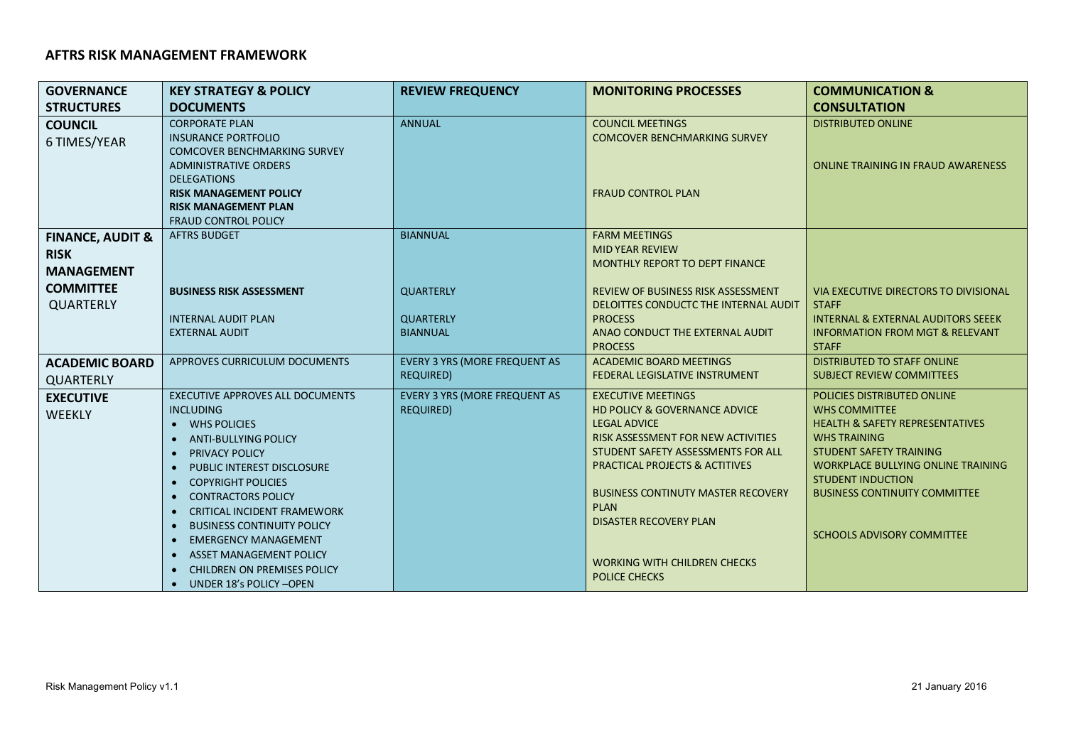## AFTRS RISK MANAGEMENT FRAMEWORK

| GOVERNANCE STRUCTURES | KEY STRATEGY & POLICY DOCUMENTS | REVIEW FREQUENCY | MONITORING PROCESSES | COMMUNICATION & CONSULTATION |
|---|---|---|---|---|
| **COUNCIL** 6 TIMES/YEAR | CORPORATE PLAN<br>INSURANCE PORTFOLIO<br>COMCOVER BENCHMARKING SURVEY<br>ADMINISTRATIVE ORDERS<br>DELEGATIONS<br>**RISK MANAGEMENT POLICY**<br>**RISK MANAGEMENT PLAN**<br>FRAUD CONTROL POLICY | ANNUAL | COUNCIL MEETINGS<br>COMCOVER BENCHMARKING SURVEY<br><br><br><br>FRAUD CONTROL PLAN | DISTRIBUTED ONLINE<br><br>ONLINE TRAINING IN FRAUD AWARENESS |
| **FINANCE, AUDIT & RISK MANAGEMENT COMMITTEE** QUARTERLY | AFTRS BUDGET<br><br><br>**BUSINESS RISK ASSESSMENT**<br><br>INTERNAL AUDIT PLAN<br>EXTERNAL AUDIT | BIANNUAL<br><br><br>QUARTERLY<br><br>QUARTERLY<br>BIANNUAL | FARM MEETINGS<br>MID YEAR REVIEW<br>MONTHLY REPORT TO DEPT FINANCE<br><br>REVIEW OF BUSINESS RISK ASSESSMENT<br>DELOITTES CONDUCTC THE INTERNAL AUDIT PROCESS<br>ANAO CONDUCT THE EXTERNAL AUDIT PROCESS | <br><br><br><br>VIA EXECUTIVE DIRECTORS TO DIVISIONAL STAFF<br>INTERNAL & EXTERNAL AUDITORS SEEEK INFORMATION FROM MGT & RELEVANT STAFF |
| **ACADEMIC BOARD** QUARTERLY | APPROVES CURRICULUM DOCUMENTS | EVERY 3 YRS (MORE FREQUENT AS REQUIRED) | ACADEMIC BOARD MEETINGS<br>FEDERAL LEGISLATIVE INSTRUMENT | DISTRIBUTED TO STAFF ONLINE<br>SUBJECT REVIEW COMMITTEES |
| **EXECUTIVE** WEEKLY | EXECUTIVE APPROVES ALL DOCUMENTS INCLUDING<br>• WHS POLICIES<br>• ANTI-BULLYING POLICY<br>• PRIVACY POLICY<br>• PUBLIC INTEREST DISCLOSURE<br>• COPYRIGHT POLICIES<br>• CONTRACTORS POLICY<br>• CRITICAL INCIDENT FRAMEWORK<br>• BUSINESS CONTINUITY POLICY<br>• EMERGENCY MANAGEMENT<br>• ASSET MANAGEMENT POLICY<br>• CHILDREN ON PREMISES POLICY<br>• UNDER 18's POLICY –OPEN | EVERY 3 YRS (MORE FREQUENT AS REQUIRED) | EXECUTIVE MEETINGS<br>HD POLICY & GOVERNANCE ADVICE<br>LEGAL ADVICE<br>RISK ASSESSMENT FOR NEW ACTIVITIES<br>STUDENT SAFETY ASSESSMENTS FOR ALL PRACTICAL PROJECTS & ACTITIVES<br><br>BUSINESS CONTINUTY MASTER RECOVERY PLAN<br>DISASTER RECOVERY PLAN<br><br>WORKING WITH CHILDREN CHECKS<br>POLICE CHECKS | POLICIES DISTRIBUTED ONLINE<br>WHS COMMITTEE<br>HEALTH & SAFETY REPRESENTATIVES<br>WHS TRAINING<br>STUDENT SAFETY TRAINING<br>WORKPLACE BULLYING ONLINE TRAINING<br>STUDENT INDUCTION<br>BUSINESS CONTINUITY COMMITTEE<br><br>SCHOOLS ADVISORY COMMITTEE |